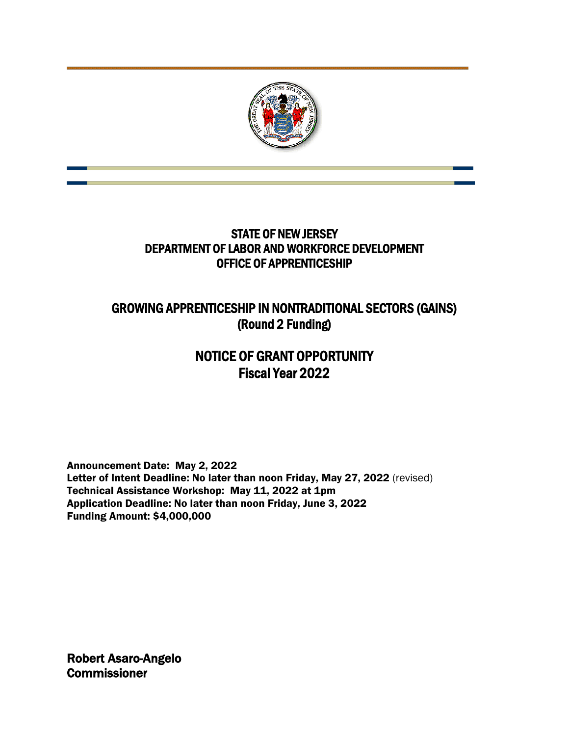# STATE OF NEW JERSEY
# DEPARTMENT OF LABOR AND WORKFORCE DEVELOPMENT
# OFFICE OF APPRENTICESHIP

## GROWING APPRENTICESHIP IN NONTRADITIONAL SECTORS (GAINS)
## (Round 2 Funding)

## NOTICE OF GRANT OPPORTUNITY
## Fiscal Year 2022

**Announcement Date: May 2, 2022**
**Letter of Intent Deadline: No later than noon Friday, May 27, 2022** (revised)
**Technical Assistance Workshop: May 11, 2022 at 1pm**
**Application Deadline: No later than noon Friday, June 3, 2022**
**Funding Amount: $4,000,000**

**Robert Asaro-Angelo**
**Commissioner**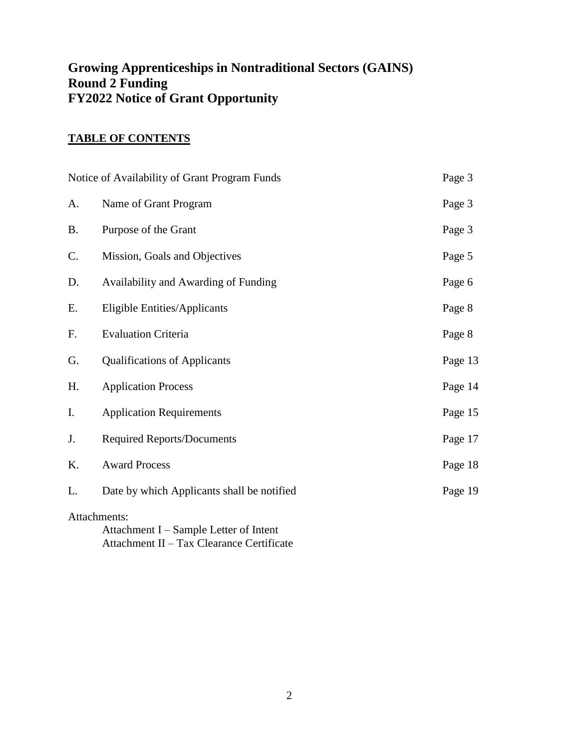# Growing Apprenticeships in Nontraditional Sectors (GAINS)
# Round 2 Funding
# FY2022 Notice of Grant Opportunity

## TABLE OF CONTENTS

| | | |
|---|---|---|
| Notice of Availability of Grant Program Funds | | Page 3 |
| A. | Name of Grant Program | Page 3 |
| B. | Purpose of the Grant | Page 3 |
| C. | Mission, Goals and Objectives | Page 5 |
| D. | Availability and Awarding of Funding | Page 6 |
| E. | Eligible Entities/Applicants | Page 8 |
| F. | Evaluation Criteria | Page 8 |
| G. | Qualifications of Applicants | Page 13 |
| H. | Application Process | Page 14 |
| I. | Application Requirements | Page 15 |
| J. | Required Reports/Documents | Page 17 |
| K. | Award Process | Page 18 |
| L. | Date by which Applicants shall be notified | Page 19 |

Attachments:

Attachment I – Sample Letter of Intent
Attachment II – Tax Clearance Certificate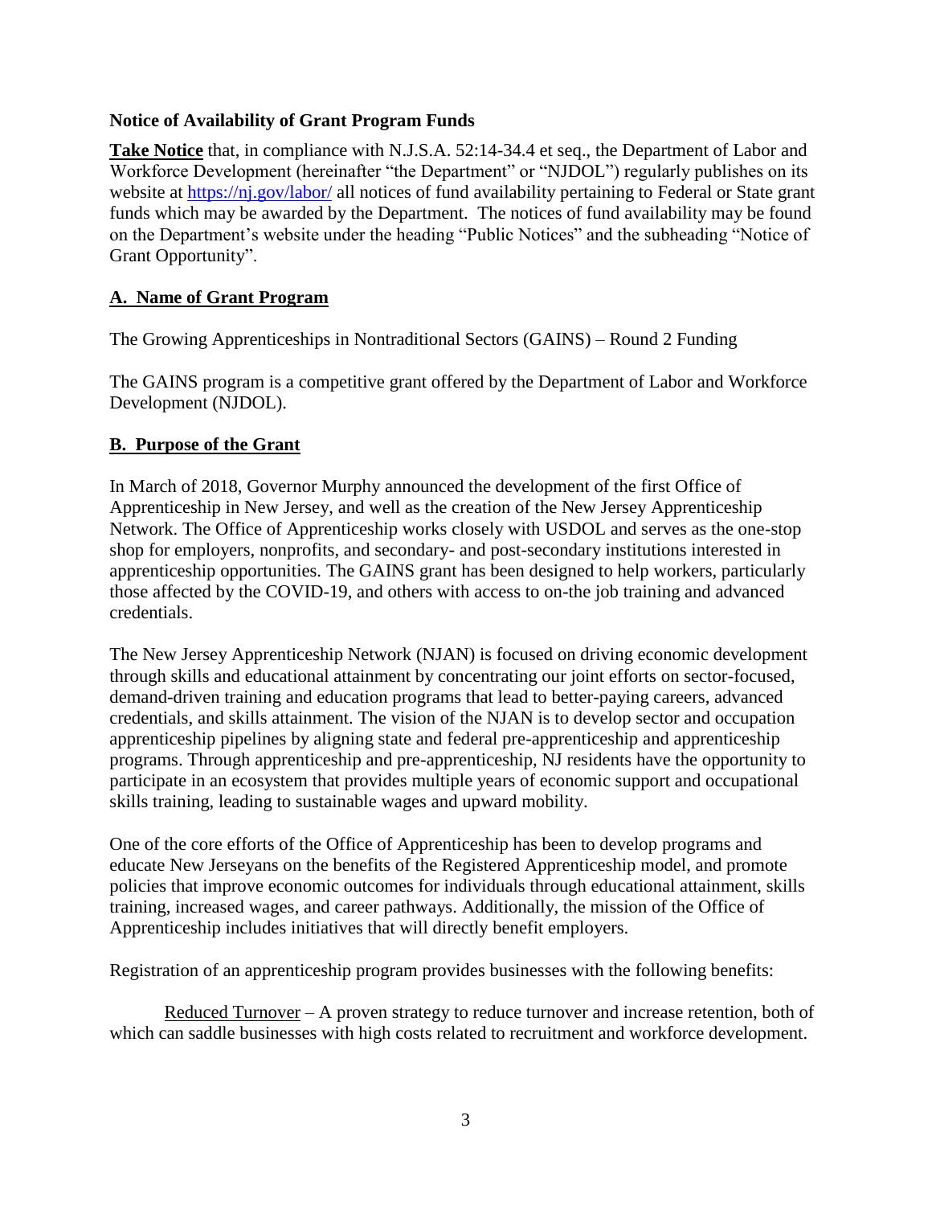**Notice of Availability of Grant Program Funds**

**Take Notice** that, in compliance with N.J.S.A. 52:14-34.4 et seq., the Department of Labor and Workforce Development (hereinafter "the Department" or "NJDOL") regularly publishes on its website at [https://nj.gov/labor/](https://nj.gov/labor/) all notices of fund availability pertaining to Federal or State grant funds which may be awarded by the Department. The notices of fund availability may be found on the Department's website under the heading "Public Notices" and the subheading "Notice of Grant Opportunity".

## A. Name of Grant Program

The Growing Apprenticeships in Nontraditional Sectors (GAINS) – Round 2 Funding

The GAINS program is a competitive grant offered by the Department of Labor and Workforce Development (NJDOL).

## B. Purpose of the Grant

In March of 2018, Governor Murphy announced the development of the first Office of Apprenticeship in New Jersey, and well as the creation of the New Jersey Apprenticeship Network. The Office of Apprenticeship works closely with USDOL and serves as the one-stop shop for employers, nonprofits, and secondary- and post-secondary institutions interested in apprenticeship opportunities. The GAINS grant has been designed to help workers, particularly those affected by the COVID-19, and others with access to on-the job training and advanced credentials.

The New Jersey Apprenticeship Network (NJAN) is focused on driving economic development through skills and educational attainment by concentrating our joint efforts on sector-focused, demand-driven training and education programs that lead to better-paying careers, advanced credentials, and skills attainment. The vision of the NJAN is to develop sector and occupation apprenticeship pipelines by aligning state and federal pre-apprenticeship and apprenticeship programs. Through apprenticeship and pre-apprenticeship, NJ residents have the opportunity to participate in an ecosystem that provides multiple years of economic support and occupational skills training, leading to sustainable wages and upward mobility.

One of the core efforts of the Office of Apprenticeship has been to develop programs and educate New Jerseyans on the benefits of the Registered Apprenticeship model, and promote policies that improve economic outcomes for individuals through educational attainment, skills training, increased wages, and career pathways. Additionally, the mission of the Office of Apprenticeship includes initiatives that will directly benefit employers.

Registration of an apprenticeship program provides businesses with the following benefits:

Reduced Turnover – A proven strategy to reduce turnover and increase retention, both of which can saddle businesses with high costs related to recruitment and workforce development.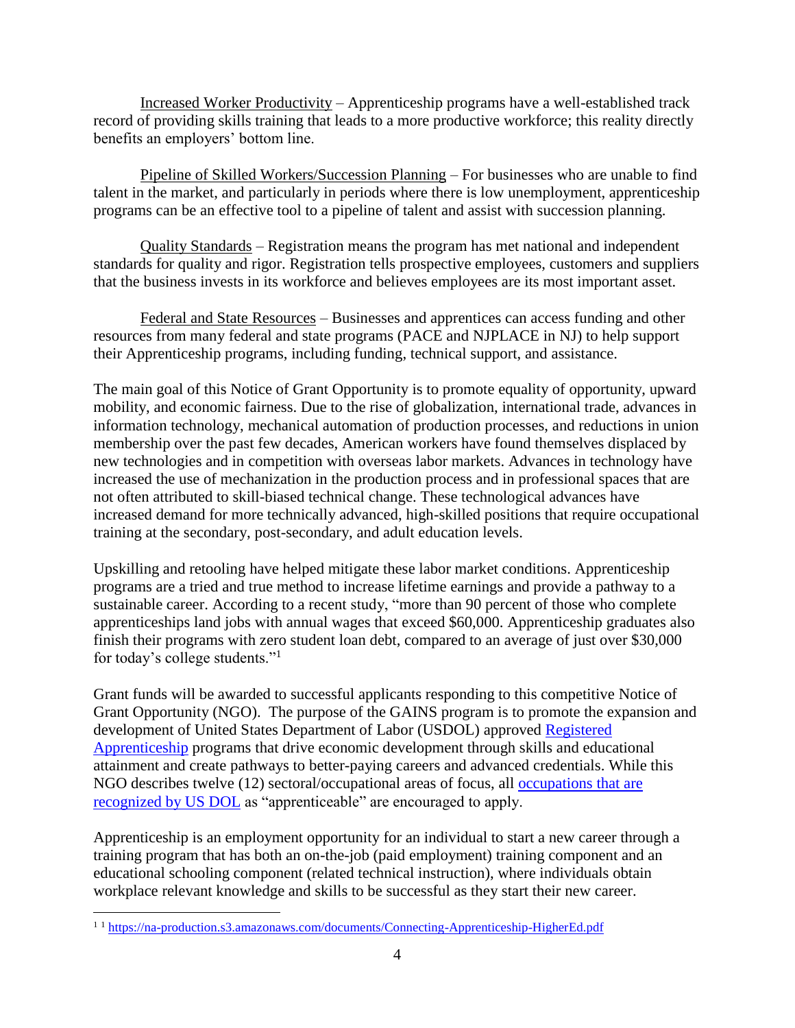Increased Worker Productivity – Apprenticeship programs have a well-established track record of providing skills training that leads to a more productive workforce; this reality directly benefits an employers' bottom line.

Pipeline of Skilled Workers/Succession Planning – For businesses who are unable to find talent in the market, and particularly in periods where there is low unemployment, apprenticeship programs can be an effective tool to a pipeline of talent and assist with succession planning.

Quality Standards – Registration means the program has met national and independent standards for quality and rigor. Registration tells prospective employees, customers and suppliers that the business invests in its workforce and believes employees are its most important asset.

Federal and State Resources – Businesses and apprentices can access funding and other resources from many federal and state programs (PACE and NJPLACE in NJ) to help support their Apprenticeship programs, including funding, technical support, and assistance.

The main goal of this Notice of Grant Opportunity is to promote equality of opportunity, upward mobility, and economic fairness. Due to the rise of globalization, international trade, advances in information technology, mechanical automation of production processes, and reductions in union membership over the past few decades, American workers have found themselves displaced by new technologies and in competition with overseas labor markets. Advances in technology have increased the use of mechanization in the production process and in professional spaces that are not often attributed to skill-biased technical change. These technological advances have increased demand for more technically advanced, high-skilled positions that require occupational training at the secondary, post-secondary, and adult education levels.

Upskilling and retooling have helped mitigate these labor market conditions. Apprenticeship programs are a tried and true method to increase lifetime earnings and provide a pathway to a sustainable career. According to a recent study, "more than 90 percent of those who complete apprenticeships land jobs with annual wages that exceed $60,000. Apprenticeship graduates also finish their programs with zero student loan debt, compared to an average of just over $30,000 for today's college students."[1]

Grant funds will be awarded to successful applicants responding to this competitive Notice of Grant Opportunity (NGO). The purpose of the GAINS program is to promote the expansion and development of United States Department of Labor (USDOL) approved Registered Apprenticeship programs that drive economic development through skills and educational attainment and create pathways to better-paying careers and advanced credentials. While this NGO describes twelve (12) sectoral/occupational areas of focus, all occupations that are recognized by US DOL as "apprenticeable" are encouraged to apply.

Apprenticeship is an employment opportunity for an individual to start a new career through a training program that has both an on-the-job (paid employment) training component and an educational schooling component (related technical instruction), where individuals obtain workplace relevant knowledge and skills to be successful as they start their new career.

---

[1] [1] https://na-production.s3.amazonaws.com/documents/Connecting-Apprenticeship-HigherEd.pdf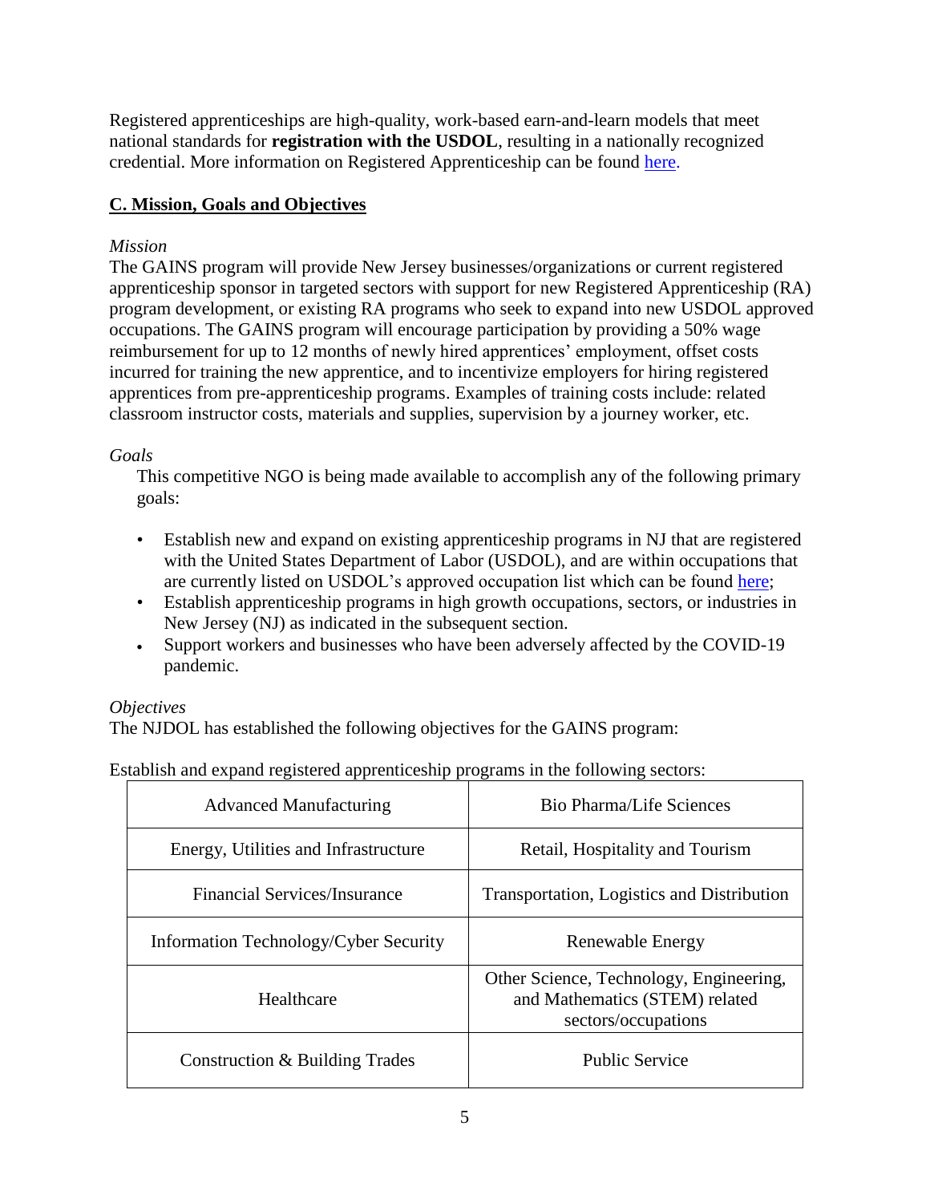Registered apprenticeships are high-quality, work-based earn-and-learn models that meet national standards for **registration with the USDOL**, resulting in a nationally recognized credential. More information on Registered Apprenticeship can be found here.

## C. Mission, Goals and Objectives

*Mission*

The GAINS program will provide New Jersey businesses/organizations or current registered apprenticeship sponsor in targeted sectors with support for new Registered Apprenticeship (RA) program development, or existing RA programs who seek to expand into new USDOL approved occupations. The GAINS program will encourage participation by providing a 50% wage reimbursement for up to 12 months of newly hired apprentices' employment, offset costs incurred for training the new apprentice, and to incentivize employers for hiring registered apprentices from pre-apprenticeship programs. Examples of training costs include: related classroom instructor costs, materials and supplies, supervision by a journey worker, etc.

*Goals*

This competitive NGO is being made available to accomplish any of the following primary goals:

- Establish new and expand on existing apprenticeship programs in NJ that are registered with the United States Department of Labor (USDOL), and are within occupations that are currently listed on USDOL's approved occupation list which can be found here;
- Establish apprenticeship programs in high growth occupations, sectors, or industries in New Jersey (NJ) as indicated in the subsequent section.
- Support workers and businesses who have been adversely affected by the COVID-19 pandemic.

*Objectives*

The NJDOL has established the following objectives for the GAINS program:

Establish and expand registered apprenticeship programs in the following sectors:

| | |
|---|---|
| Advanced Manufacturing | Bio Pharma/Life Sciences |
| Energy, Utilities and Infrastructure | Retail, Hospitality and Tourism |
| Financial Services/Insurance | Transportation, Logistics and Distribution |
| Information Technology/Cyber Security | Renewable Energy |
| Healthcare | Other Science, Technology, Engineering, and Mathematics (STEM) related sectors/occupations |
| Construction & Building Trades | Public Service |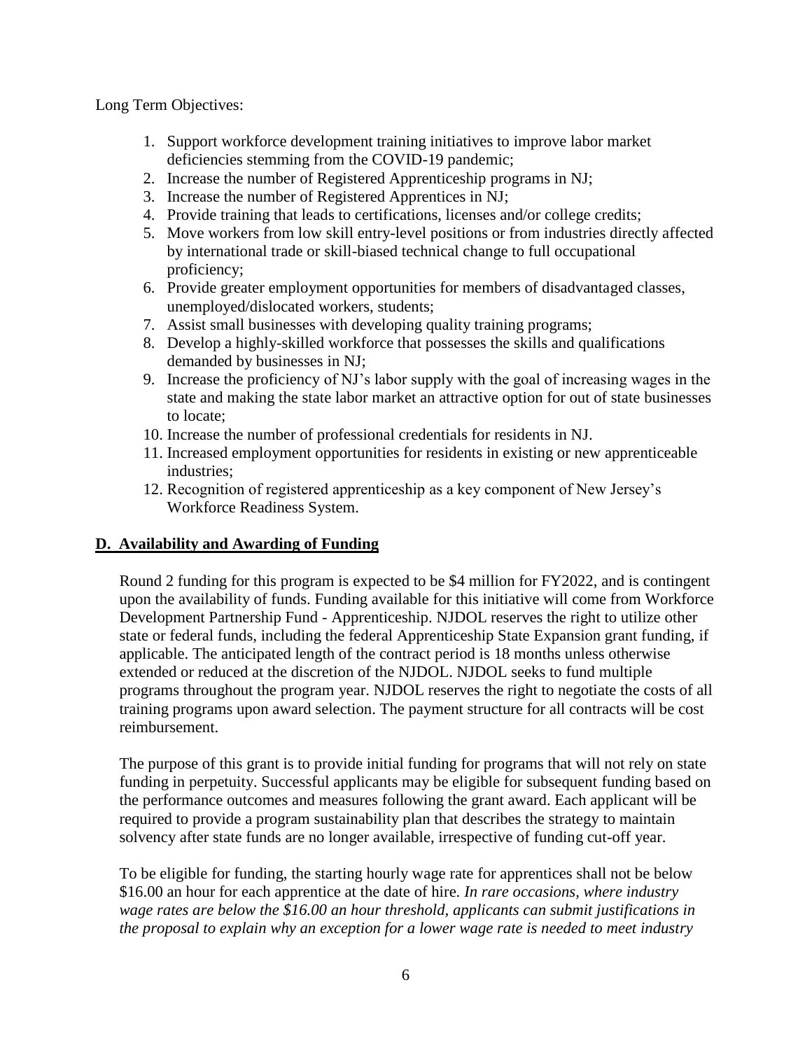Long Term Objectives:

1. Support workforce development training initiatives to improve labor market deficiencies stemming from the COVID-19 pandemic;
2. Increase the number of Registered Apprenticeship programs in NJ;
3. Increase the number of Registered Apprentices in NJ;
4. Provide training that leads to certifications, licenses and/or college credits;
5. Move workers from low skill entry-level positions or from industries directly affected by international trade or skill-biased technical change to full occupational proficiency;
6. Provide greater employment opportunities for members of disadvantaged classes, unemployed/dislocated workers, students;
7. Assist small businesses with developing quality training programs;
8. Develop a highly-skilled workforce that possesses the skills and qualifications demanded by businesses in NJ;
9. Increase the proficiency of NJ's labor supply with the goal of increasing wages in the state and making the state labor market an attractive option for out of state businesses to locate;
10. Increase the number of professional credentials for residents in NJ.
11. Increased employment opportunities for residents in existing or new apprenticeable industries;
12. Recognition of registered apprenticeship as a key component of New Jersey's Workforce Readiness System.

## D. Availability and Awarding of Funding

Round 2 funding for this program is expected to be $4 million for FY2022, and is contingent upon the availability of funds. Funding available for this initiative will come from Workforce Development Partnership Fund - Apprenticeship. NJDOL reserves the right to utilize other state or federal funds, including the federal Apprenticeship State Expansion grant funding, if applicable. The anticipated length of the contract period is 18 months unless otherwise extended or reduced at the discretion of the NJDOL. NJDOL seeks to fund multiple programs throughout the program year. NJDOL reserves the right to negotiate the costs of all training programs upon award selection. The payment structure for all contracts will be cost reimbursement.

The purpose of this grant is to provide initial funding for programs that will not rely on state funding in perpetuity. Successful applicants may be eligible for subsequent funding based on the performance outcomes and measures following the grant award. Each applicant will be required to provide a program sustainability plan that describes the strategy to maintain solvency after state funds are no longer available, irrespective of funding cut-off year.

To be eligible for funding, the starting hourly wage rate for apprentices shall not be below $16.00 an hour for each apprentice at the date of hire. *In rare occasions, where industry wage rates are below the $16.00 an hour threshold, applicants can submit justifications in the proposal to explain why an exception for a lower wage rate is needed to meet industry*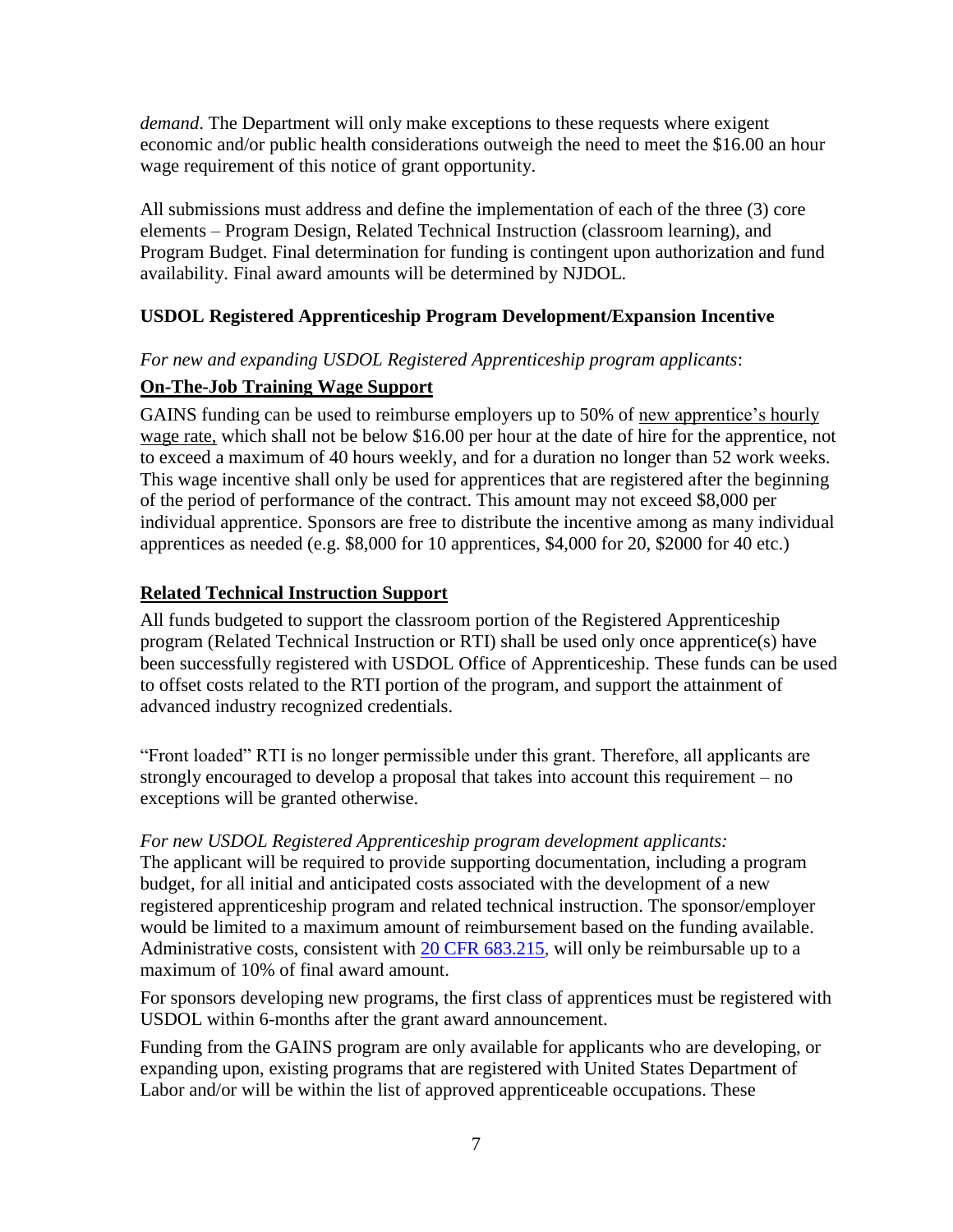*demand*. The Department will only make exceptions to these requests where exigent economic and/or public health considerations outweigh the need to meet the $16.00 an hour wage requirement of this notice of grant opportunity.

All submissions must address and define the implementation of each of the three (3) core elements – Program Design, Related Technical Instruction (classroom learning), and Program Budget. Final determination for funding is contingent upon authorization and fund availability. Final award amounts will be determined by NJDOL.

**USDOL Registered Apprenticeship Program Development/Expansion Incentive**

*For new and expanding USDOL Registered Apprenticeship program applicants*:

**On-The-Job Training Wage Support**

GAINS funding can be used to reimburse employers up to 50% of new apprentice's hourly wage rate, which shall not be below $16.00 per hour at the date of hire for the apprentice, not to exceed a maximum of 40 hours weekly, and for a duration no longer than 52 work weeks. This wage incentive shall only be used for apprentices that are registered after the beginning of the period of performance of the contract. This amount may not exceed $8,000 per individual apprentice. Sponsors are free to distribute the incentive among as many individual apprentices as needed (e.g. $8,000 for 10 apprentices, $4,000 for 20, $2000 for 40 etc.)

**Related Technical Instruction Support**

All funds budgeted to support the classroom portion of the Registered Apprenticeship program (Related Technical Instruction or RTI) shall be used only once apprentice(s) have been successfully registered with USDOL Office of Apprenticeship. These funds can be used to offset costs related to the RTI portion of the program, and support the attainment of advanced industry recognized credentials.

"Front loaded" RTI is no longer permissible under this grant. Therefore, all applicants are strongly encouraged to develop a proposal that takes into account this requirement – no exceptions will be granted otherwise.

*For new USDOL Registered Apprenticeship program development applicants:*
The applicant will be required to provide supporting documentation, including a program budget, for all initial and anticipated costs associated with the development of a new registered apprenticeship program and related technical instruction. The sponsor/employer would be limited to a maximum amount of reimbursement based on the funding available. Administrative costs, consistent with [20 CFR 683.215](), will only be reimbursable up to a maximum of 10% of final award amount.

For sponsors developing new programs, the first class of apprentices must be registered with USDOL within 6-months after the grant award announcement.

Funding from the GAINS program are only available for applicants who are developing, or expanding upon, existing programs that are registered with United States Department of Labor and/or will be within the list of approved apprenticeable occupations. These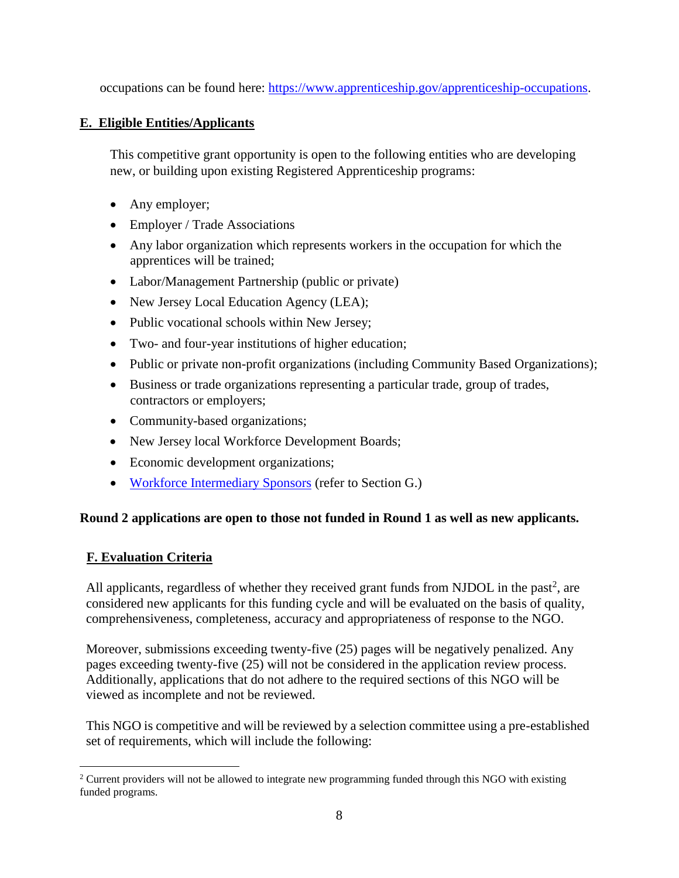occupations can be found here: https://www.apprenticeship.gov/apprenticeship-occupations.

## E. Eligible Entities/Applicants

This competitive grant opportunity is open to the following entities who are developing new, or building upon existing Registered Apprenticeship programs:

- Any employer;
- Employer / Trade Associations
- Any labor organization which represents workers in the occupation for which the apprentices will be trained;
- Labor/Management Partnership (public or private)
- New Jersey Local Education Agency (LEA);
- Public vocational schools within New Jersey;
- Two- and four-year institutions of higher education;
- Public or private non-profit organizations (including Community Based Organizations);
- Business or trade organizations representing a particular trade, group of trades, contractors or employers;
- Community-based organizations;
- New Jersey local Workforce Development Boards;
- Economic development organizations;
- Workforce Intermediary Sponsors (refer to Section G.)

**Round 2 applications are open to those not funded in Round 1 as well as new applicants.**

## F. Evaluation Criteria

All applicants, regardless of whether they received grant funds from NJDOL in the past[2], are considered new applicants for this funding cycle and will be evaluated on the basis of quality, comprehensiveness, completeness, accuracy and appropriateness of response to the NGO.

Moreover, submissions exceeding twenty-five (25) pages will be negatively penalized. Any pages exceeding twenty-five (25) will not be considered in the application review process. Additionally, applications that do not adhere to the required sections of this NGO will be viewed as incomplete and not be reviewed.

This NGO is competitive and will be reviewed by a selection committee using a pre-established set of requirements, which will include the following:

[2] Current providers will not be allowed to integrate new programming funded through this NGO with existing funded programs.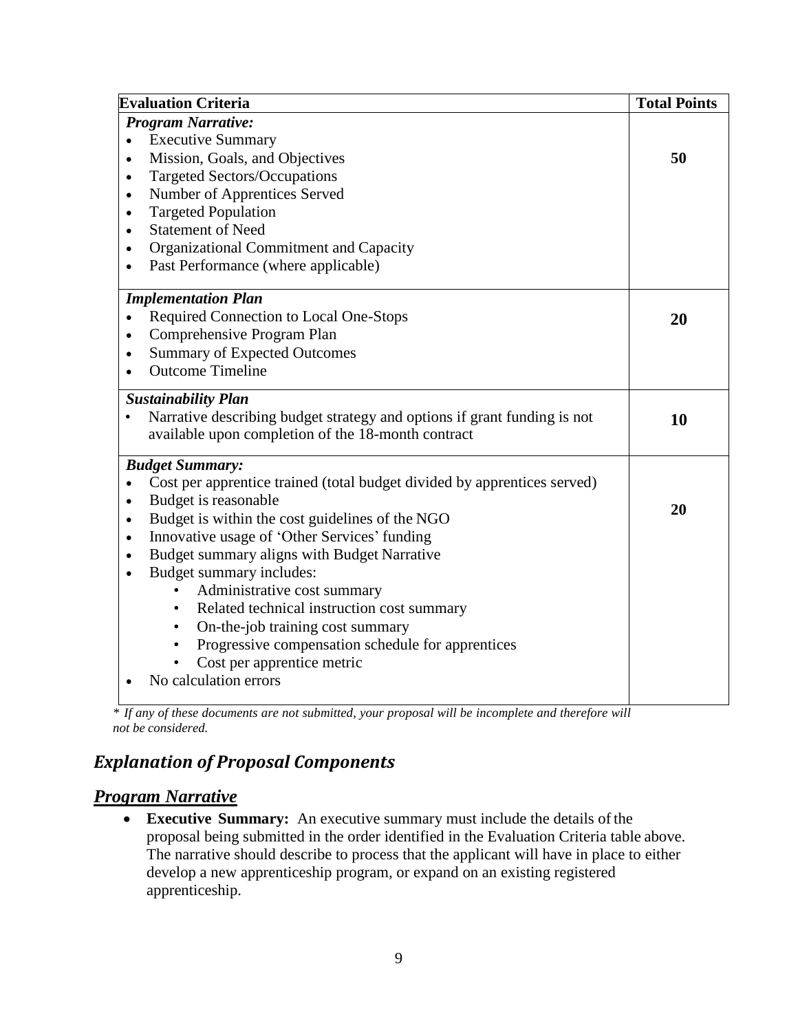| Evaluation Criteria | Total Points |
|---|---|
| ***Program Narrative:***<br>• Executive Summary<br>• Mission, Goals, and Objectives<br>• Targeted Sectors/Occupations<br>• Number of Apprentices Served<br>• Targeted Population<br>• Statement of Need<br>• Organizational Commitment and Capacity<br>• Past Performance (where applicable) | **50** |
| ***Implementation Plan***<br>• Required Connection to Local One-Stops<br>• Comprehensive Program Plan<br>• Summary of Expected Outcomes<br>• Outcome Timeline | **20** |
| ***Sustainability Plan***<br>• Narrative describing budget strategy and options if grant funding is not available upon completion of the 18-month contract | **10** |
| ***Budget Summary:***<br>• Cost per apprentice trained (total budget divided by apprentices served)<br>• Budget is reasonable<br>• Budget is within the cost guidelines of the NGO<br>• Innovative usage of 'Other Services' funding<br>• Budget summary aligns with Budget Narrative<br>• Budget summary includes:<br>&nbsp;&nbsp;&nbsp;&nbsp;• Administrative cost summary<br>&nbsp;&nbsp;&nbsp;&nbsp;• Related technical instruction cost summary<br>&nbsp;&nbsp;&nbsp;&nbsp;• On-the-job training cost summary<br>&nbsp;&nbsp;&nbsp;&nbsp;• Progressive compensation schedule for apprentices<br>&nbsp;&nbsp;&nbsp;&nbsp;• Cost per apprentice metric<br>• No calculation errors | **20** |

*\* If any of these documents are not submitted, your proposal will be incomplete and therefore will not be considered.*

## *Explanation of Proposal Components*

### ***Program Narrative***

- **Executive Summary:** An executive summary must include the details of the proposal being submitted in the order identified in the Evaluation Criteria table above. The narrative should describe to process that the applicant will have in place to either develop a new apprenticeship program, or expand on an existing registered apprenticeship.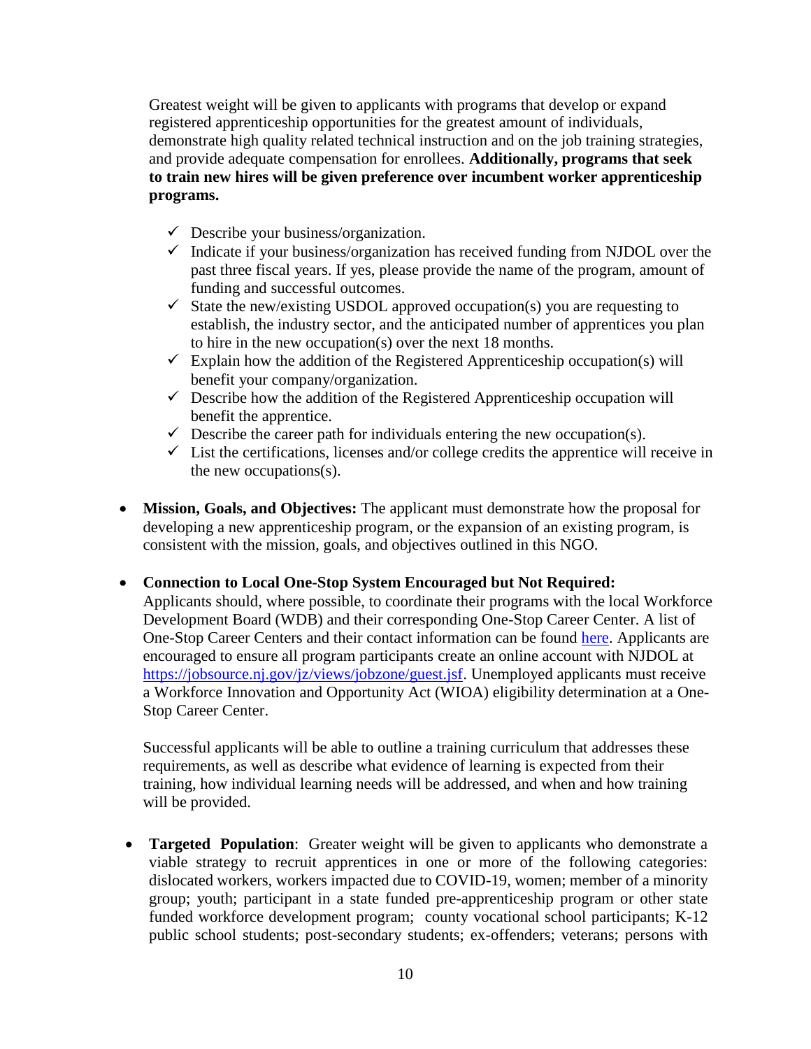Greatest weight will be given to applicants with programs that develop or expand registered apprenticeship opportunities for the greatest amount of individuals, demonstrate high quality related technical instruction and on the job training strategies, and provide adequate compensation for enrollees. **Additionally, programs that seek to train new hires will be given preference over incumbent worker apprenticeship programs.**

- ✓ Describe your business/organization.
- ✓ Indicate if your business/organization has received funding from NJDOL over the past three fiscal years. If yes, please provide the name of the program, amount of funding and successful outcomes.
- ✓ State the new/existing USDOL approved occupation(s) you are requesting to establish, the industry sector, and the anticipated number of apprentices you plan to hire in the new occupation(s) over the next 18 months.
- ✓ Explain how the addition of the Registered Apprenticeship occupation(s) will benefit your company/organization.
- ✓ Describe how the addition of the Registered Apprenticeship occupation will benefit the apprentice.
- ✓ Describe the career path for individuals entering the new occupation(s).
- ✓ List the certifications, licenses and/or college credits the apprentice will receive in the new occupations(s).

- **Mission, Goals, and Objectives:** The applicant must demonstrate how the proposal for developing a new apprenticeship program, or the expansion of an existing program, is consistent with the mission, goals, and objectives outlined in this NGO.

- **Connection to Local One-Stop System Encouraged but Not Required:** Applicants should, where possible, to coordinate their programs with the local Workforce Development Board (WDB) and their corresponding One-Stop Career Center. A list of One-Stop Career Centers and their contact information can be found here. Applicants are encouraged to ensure all program participants create an online account with NJDOL at https://jobsource.nj.gov/jz/views/jobzone/guest.jsf. Unemployed applicants must receive a Workforce Innovation and Opportunity Act (WIOA) eligibility determination at a One-Stop Career Center.

  Successful applicants will be able to outline a training curriculum that addresses these requirements, as well as describe what evidence of learning is expected from their training, how individual learning needs will be addressed, and when and how training will be provided.

- **Targeted Population**: Greater weight will be given to applicants who demonstrate a viable strategy to recruit apprentices in one or more of the following categories: dislocated workers, workers impacted due to COVID-19, women; member of a minority group; youth; participant in a state funded pre-apprenticeship program or other state funded workforce development program; county vocational school participants; K-12 public school students; post-secondary students; ex-offenders; veterans; persons with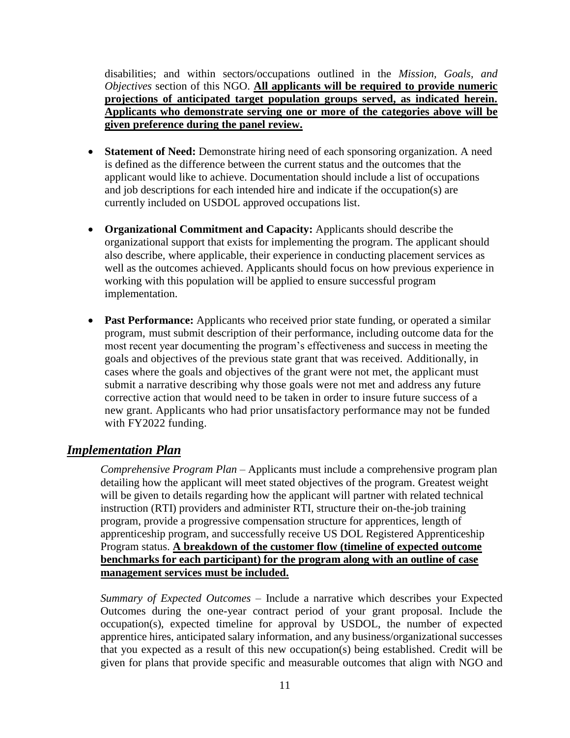disabilities; and within sectors/occupations outlined in the *Mission, Goals, and Objectives* section of this NGO. **All applicants will be required to provide numeric projections of anticipated target population groups served, as indicated herein. Applicants who demonstrate serving one or more of the categories above will be given preference during the panel review.**

- **Statement of Need:** Demonstrate hiring need of each sponsoring organization. A need is defined as the difference between the current status and the outcomes that the applicant would like to achieve. Documentation should include a list of occupations and job descriptions for each intended hire and indicate if the occupation(s) are currently included on USDOL approved occupations list.

- **Organizational Commitment and Capacity:** Applicants should describe the organizational support that exists for implementing the program. The applicant should also describe, where applicable, their experience in conducting placement services as well as the outcomes achieved. Applicants should focus on how previous experience in working with this population will be applied to ensure successful program implementation.

- **Past Performance:** Applicants who received prior state funding, or operated a similar program, must submit description of their performance, including outcome data for the most recent year documenting the program's effectiveness and success in meeting the goals and objectives of the previous state grant that was received. Additionally, in cases where the goals and objectives of the grant were not met, the applicant must submit a narrative describing why those goals were not met and address any future corrective action that would need to be taken in order to insure future success of a new grant. Applicants who had prior unsatisfactory performance may not be funded with FY2022 funding.

## *Implementation Plan*

*Comprehensive Program Plan* – Applicants must include a comprehensive program plan detailing how the applicant will meet stated objectives of the program. Greatest weight will be given to details regarding how the applicant will partner with related technical instruction (RTI) providers and administer RTI, structure their on-the-job training program, provide a progressive compensation structure for apprentices, length of apprenticeship program, and successfully receive US DOL Registered Apprenticeship Program status. **A breakdown of the customer flow (timeline of expected outcome benchmarks for each participant) for the program along with an outline of case management services must be included.**

*Summary of Expected Outcomes* – Include a narrative which describes your Expected Outcomes during the one-year contract period of your grant proposal. Include the occupation(s), expected timeline for approval by USDOL, the number of expected apprentice hires, anticipated salary information, and any business/organizational successes that you expected as a result of this new occupation(s) being established. Credit will be given for plans that provide specific and measurable outcomes that align with NGO and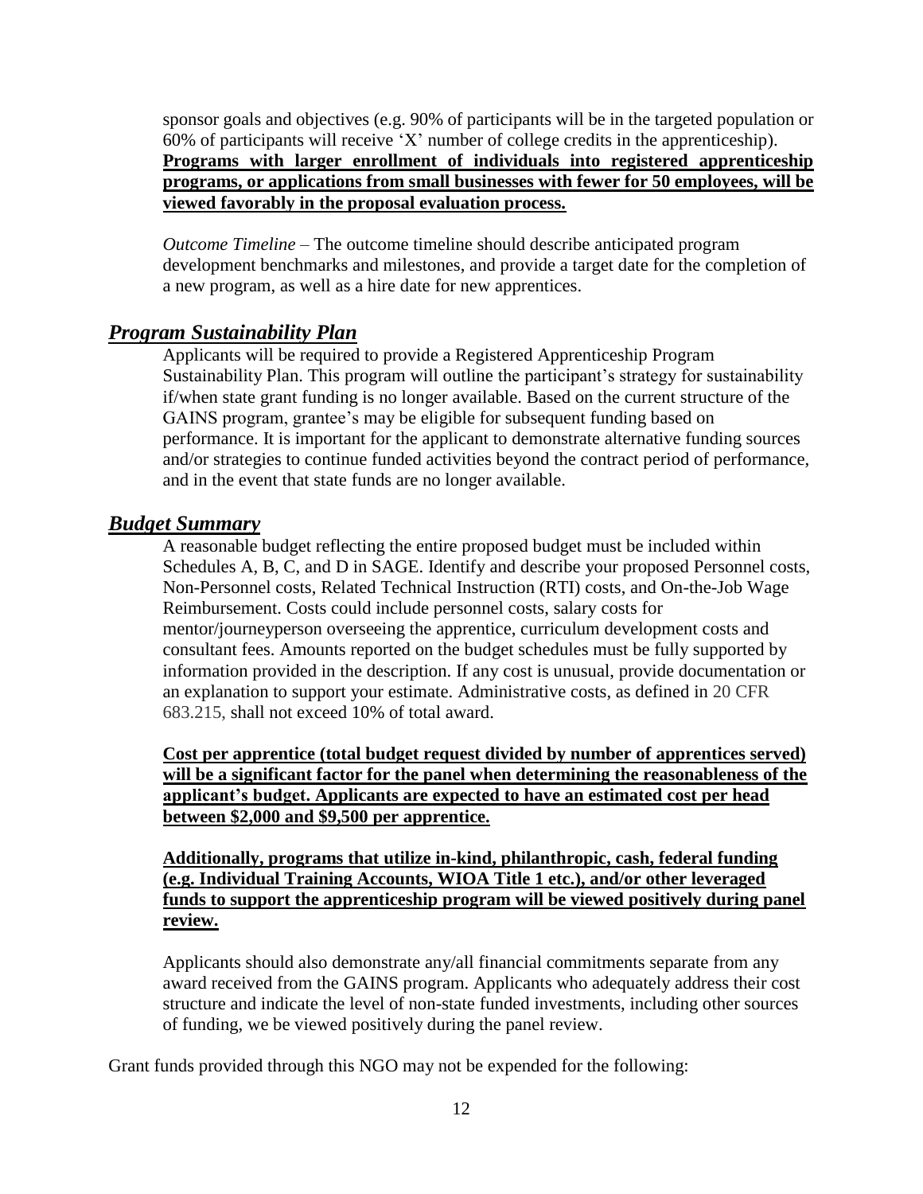sponsor goals and objectives (e.g. 90% of participants will be in the targeted population or 60% of participants will receive 'X' number of college credits in the apprenticeship). **Programs with larger enrollment of individuals into registered apprenticeship programs, or applications from small businesses with fewer for 50 employees, will be viewed favorably in the proposal evaluation process.**

*Outcome Timeline* – The outcome timeline should describe anticipated program development benchmarks and milestones, and provide a target date for the completion of a new program, as well as a hire date for new apprentices.

## *Program Sustainability Plan*

Applicants will be required to provide a Registered Apprenticeship Program Sustainability Plan. This program will outline the participant's strategy for sustainability if/when state grant funding is no longer available. Based on the current structure of the GAINS program, grantee's may be eligible for subsequent funding based on performance. It is important for the applicant to demonstrate alternative funding sources and/or strategies to continue funded activities beyond the contract period of performance, and in the event that state funds are no longer available.

## *Budget Summary*

A reasonable budget reflecting the entire proposed budget must be included within Schedules A, B, C, and D in SAGE. Identify and describe your proposed Personnel costs, Non-Personnel costs, Related Technical Instruction (RTI) costs, and On-the-Job Wage Reimbursement. Costs could include personnel costs, salary costs for mentor/journeyperson overseeing the apprentice, curriculum development costs and consultant fees. Amounts reported on the budget schedules must be fully supported by information provided in the description. If any cost is unusual, provide documentation or an explanation to support your estimate. Administrative costs, as defined in 20 CFR 683.215, shall not exceed 10% of total award.

**Cost per apprentice (total budget request divided by number of apprentices served) will be a significant factor for the panel when determining the reasonableness of the applicant's budget. Applicants are expected to have an estimated cost per head between $2,000 and $9,500 per apprentice.**

**Additionally, programs that utilize in-kind, philanthropic, cash, federal funding (e.g. Individual Training Accounts, WIOA Title 1 etc.), and/or other leveraged funds to support the apprenticeship program will be viewed positively during panel review.**

Applicants should also demonstrate any/all financial commitments separate from any award received from the GAINS program. Applicants who adequately address their cost structure and indicate the level of non-state funded investments, including other sources of funding, we be viewed positively during the panel review.

Grant funds provided through this NGO may not be expended for the following: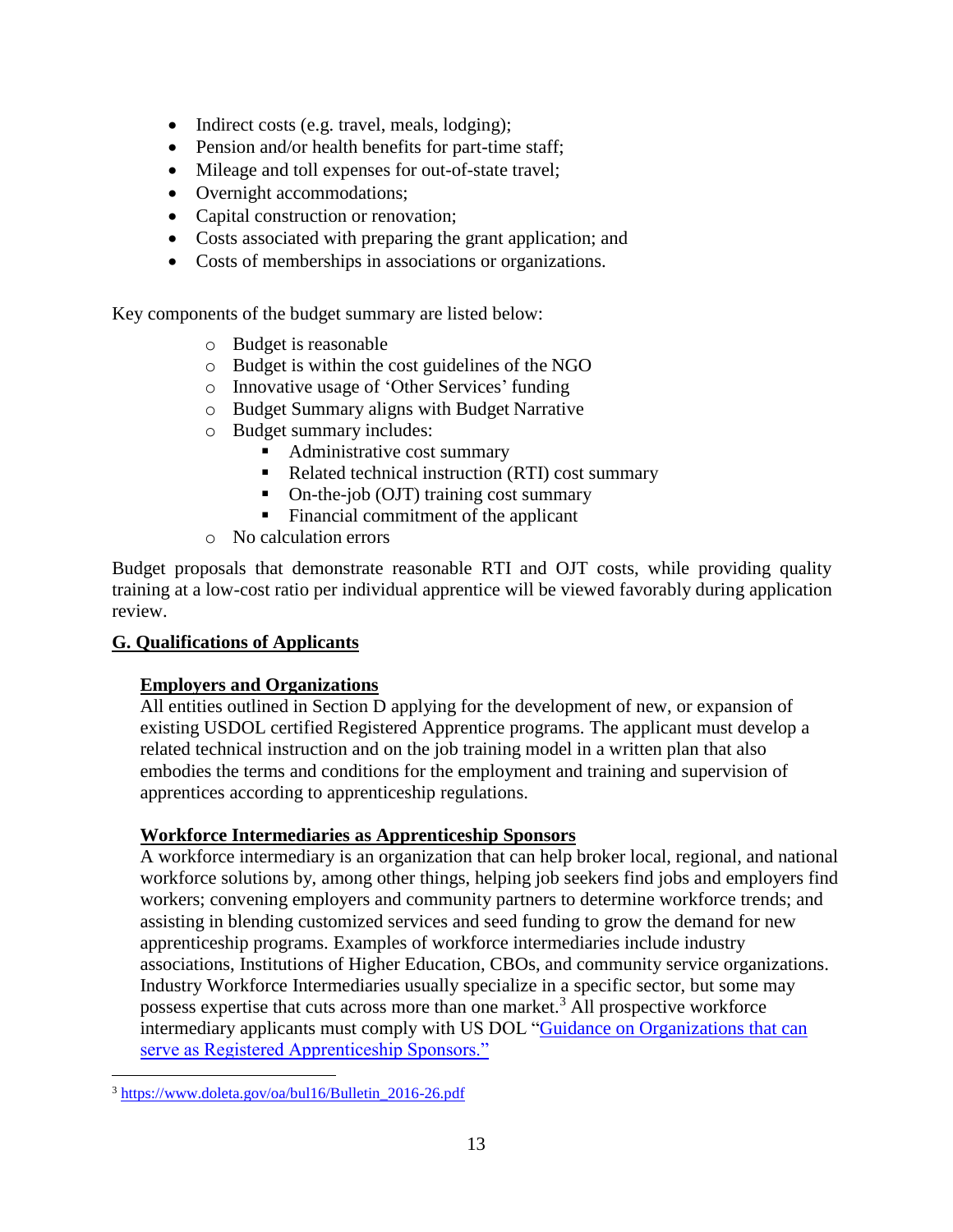- Indirect costs (e.g. travel, meals, lodging);
- Pension and/or health benefits for part-time staff;
- Mileage and toll expenses for out-of-state travel;
- Overnight accommodations;
- Capital construction or renovation;
- Costs associated with preparing the grant application; and
- Costs of memberships in associations or organizations.

Key components of the budget summary are listed below:

- Budget is reasonable
- Budget is within the cost guidelines of the NGO
- Innovative usage of 'Other Services' funding
- Budget Summary aligns with Budget Narrative
- Budget summary includes:
  - Administrative cost summary
  - Related technical instruction (RTI) cost summary
  - On-the-job (OJT) training cost summary
  - Financial commitment of the applicant
- No calculation errors

Budget proposals that demonstrate reasonable RTI and OJT costs, while providing quality training at a low-cost ratio per individual apprentice will be viewed favorably during application review.

## G. Qualifications of Applicants

### Employers and Organizations

All entities outlined in Section D applying for the development of new, or expansion of existing USDOL certified Registered Apprentice programs. The applicant must develop a related technical instruction and on the job training model in a written plan that also embodies the terms and conditions for the employment and training and supervision of apprentices according to apprenticeship regulations.

### Workforce Intermediaries as Apprenticeship Sponsors

A workforce intermediary is an organization that can help broker local, regional, and national workforce solutions by, among other things, helping job seekers find jobs and employers find workers; convening employers and community partners to determine workforce trends; and assisting in blending customized services and seed funding to grow the demand for new apprenticeship programs. Examples of workforce intermediaries include industry associations, Institutions of Higher Education, CBOs, and community service organizations. Industry Workforce Intermediaries usually specialize in a specific sector, but some may possess expertise that cuts across more than one market.[3] All prospective workforce intermediary applicants must comply with US DOL "Guidance on Organizations that can serve as Registered Apprenticeship Sponsors."

[3] https://www.doleta.gov/oa/bul16/Bulletin_2016-26.pdf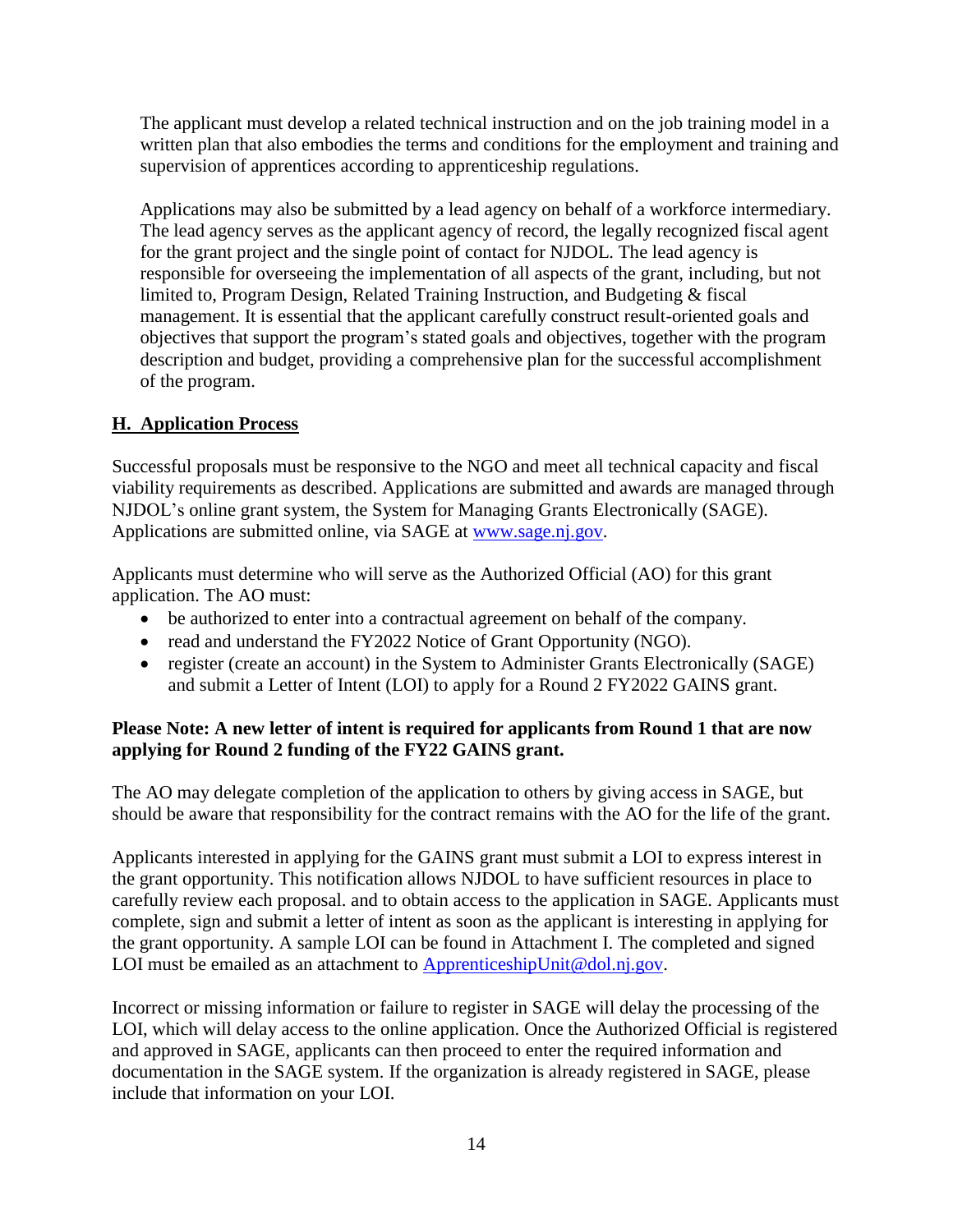The applicant must develop a related technical instruction and on the job training model in a written plan that also embodies the terms and conditions for the employment and training and supervision of apprentices according to apprenticeship regulations.

Applications may also be submitted by a lead agency on behalf of a workforce intermediary. The lead agency serves as the applicant agency of record, the legally recognized fiscal agent for the grant project and the single point of contact for NJDOL. The lead agency is responsible for overseeing the implementation of all aspects of the grant, including, but not limited to, Program Design, Related Training Instruction, and Budgeting & fiscal management. It is essential that the applicant carefully construct result-oriented goals and objectives that support the program's stated goals and objectives, together with the program description and budget, providing a comprehensive plan for the successful accomplishment of the program.

## H. Application Process

Successful proposals must be responsive to the NGO and meet all technical capacity and fiscal viability requirements as described. Applications are submitted and awards are managed through NJDOL's online grant system, the System for Managing Grants Electronically (SAGE). Applications are submitted online, via SAGE at [www.sage.nj.gov](www.sage.nj.gov).

Applicants must determine who will serve as the Authorized Official (AO) for this grant application. The AO must:

- be authorized to enter into a contractual agreement on behalf of the company.
- read and understand the FY2022 Notice of Grant Opportunity (NGO).
- register (create an account) in the System to Administer Grants Electronically (SAGE) and submit a Letter of Intent (LOI) to apply for a Round 2 FY2022 GAINS grant.

**Please Note: A new letter of intent is required for applicants from Round 1 that are now applying for Round 2 funding of the FY22 GAINS grant.**

The AO may delegate completion of the application to others by giving access in SAGE, but should be aware that responsibility for the contract remains with the AO for the life of the grant.

Applicants interested in applying for the GAINS grant must submit a LOI to express interest in the grant opportunity. This notification allows NJDOL to have sufficient resources in place to carefully review each proposal. and to obtain access to the application in SAGE. Applicants must complete, sign and submit a letter of intent as soon as the applicant is interesting in applying for the grant opportunity. A sample LOI can be found in Attachment I. The completed and signed LOI must be emailed as an attachment to [ApprenticeshipUnit@dol.nj.gov](mailto:ApprenticeshipUnit@dol.nj.gov).

Incorrect or missing information or failure to register in SAGE will delay the processing of the LOI, which will delay access to the online application. Once the Authorized Official is registered and approved in SAGE, applicants can then proceed to enter the required information and documentation in the SAGE system. If the organization is already registered in SAGE, please include that information on your LOI.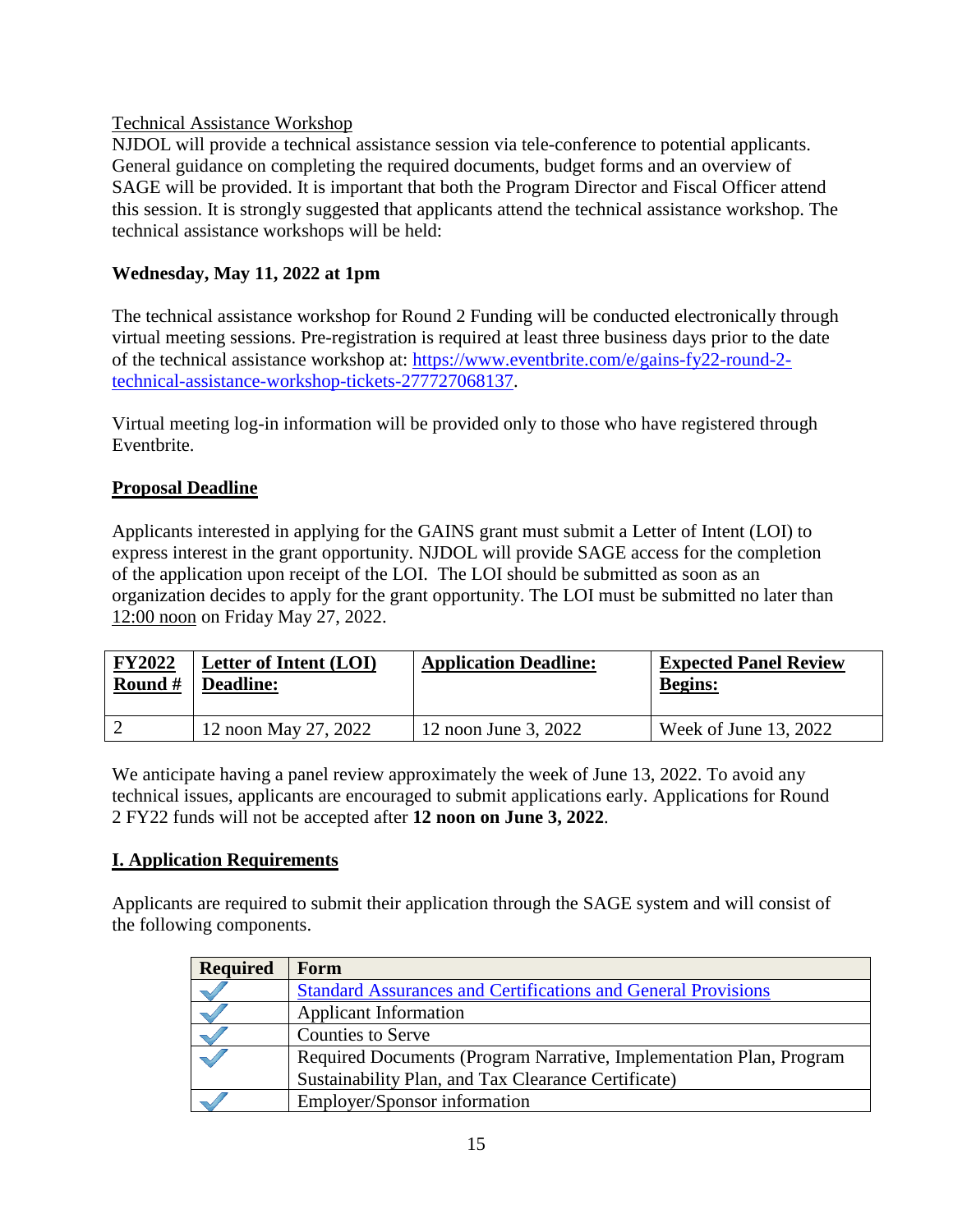Technical Assistance Workshop

NJDOL will provide a technical assistance session via tele-conference to potential applicants. General guidance on completing the required documents, budget forms and an overview of SAGE will be provided. It is important that both the Program Director and Fiscal Officer attend this session. It is strongly suggested that applicants attend the technical assistance workshop. The technical assistance workshops will be held:

**Wednesday, May 11, 2022 at 1pm**

The technical assistance workshop for Round 2 Funding will be conducted electronically through virtual meeting sessions. Pre-registration is required at least three business days prior to the date of the technical assistance workshop at: [https://www.eventbrite.com/e/gains-fy22-round-2-technical-assistance-workshop-tickets-277727068137](https://www.eventbrite.com/e/gains-fy22-round-2-technical-assistance-workshop-tickets-277727068137).

Virtual meeting log-in information will be provided only to those who have registered through Eventbrite.

## Proposal Deadline

Applicants interested in applying for the GAINS grant must submit a Letter of Intent (LOI) to express interest in the grant opportunity. NJDOL will provide SAGE access for the completion of the application upon receipt of the LOI. The LOI should be submitted as soon as an organization decides to apply for the grant opportunity. The LOI must be submitted no later than 12:00 noon on Friday May 27, 2022.

| FY2022 Round # | Letter of Intent (LOI) Deadline: | Application Deadline: | Expected Panel Review Begins: |
|---|---|---|---|
| 2 | 12 noon May 27, 2022 | 12 noon June 3, 2022 | Week of June 13, 2022 |

We anticipate having a panel review approximately the week of June 13, 2022. To avoid any technical issues, applicants are encouraged to submit applications early. Applications for Round 2 FY22 funds will not be accepted after **12 noon on June 3, 2022**.

## I. Application Requirements

Applicants are required to submit their application through the SAGE system and will consist of the following components.

| Required | Form |
|---|---|
| ✓ | Standard Assurances and Certifications and General Provisions |
| ✓ | Applicant Information |
| ✓ | Counties to Serve |
| ✓ | Required Documents (Program Narrative, Implementation Plan, Program Sustainability Plan, and Tax Clearance Certificate) |
| ✓ | Employer/Sponsor information |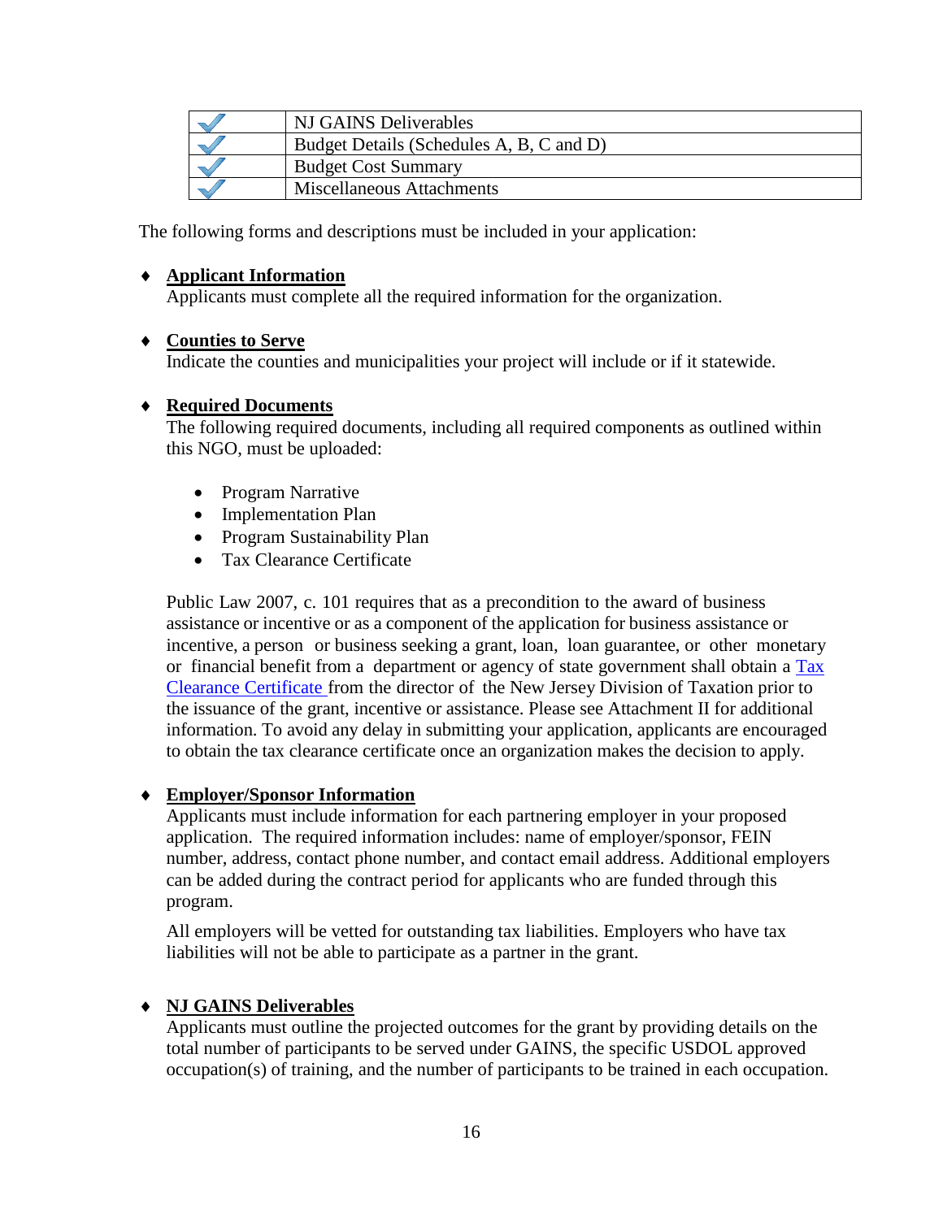| | |
|---|---|
| ✓ | NJ GAINS Deliverables |
| ✓ | Budget Details (Schedules A, B, C and D) |
| ✓ | Budget Cost Summary |
| ✓ | Miscellaneous Attachments |

The following forms and descriptions must be included in your application:

- **Applicant Information**
  Applicants must complete all the required information for the organization.

- **Counties to Serve**
  Indicate the counties and municipalities your project will include or if it statewide.

- **Required Documents**
  The following required documents, including all required components as outlined within this NGO, must be uploaded:

  - Program Narrative
  - Implementation Plan
  - Program Sustainability Plan
  - Tax Clearance Certificate

  Public Law 2007, c. 101 requires that as a precondition to the award of business assistance or incentive or as a component of the application for business assistance or incentive, a person or business seeking a grant, loan, loan guarantee, or other monetary or financial benefit from a department or agency of state government shall obtain a Tax Clearance Certificate from the director of the New Jersey Division of Taxation prior to the issuance of the grant, incentive or assistance. Please see Attachment II for additional information. To avoid any delay in submitting your application, applicants are encouraged to obtain the tax clearance certificate once an organization makes the decision to apply.

- **Employer/Sponsor Information**
  Applicants must include information for each partnering employer in your proposed application. The required information includes: name of employer/sponsor, FEIN number, address, contact phone number, and contact email address. Additional employers can be added during the contract period for applicants who are funded through this program.

  All employers will be vetted for outstanding tax liabilities. Employers who have tax liabilities will not be able to participate as a partner in the grant.

- **NJ GAINS Deliverables**
  Applicants must outline the projected outcomes for the grant by providing details on the total number of participants to be served under GAINS, the specific USDOL approved occupation(s) of training, and the number of participants to be trained in each occupation.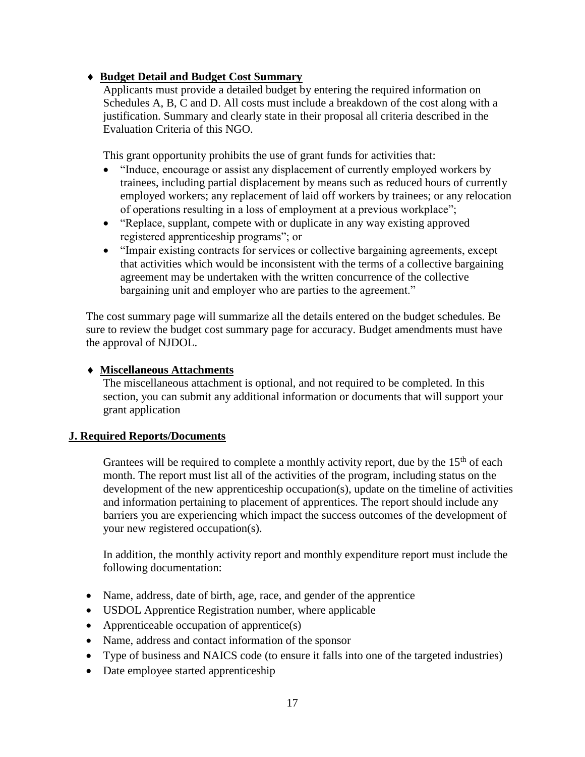- **Budget Detail and Budget Cost Summary**

  Applicants must provide a detailed budget by entering the required information on Schedules A, B, C and D. All costs must include a breakdown of the cost along with a justification. Summary and clearly state in their proposal all criteria described in the Evaluation Criteria of this NGO.

  This grant opportunity prohibits the use of grant funds for activities that:

  - "Induce, encourage or assist any displacement of currently employed workers by trainees, including partial displacement by means such as reduced hours of currently employed workers; any replacement of laid off workers by trainees; or any relocation of operations resulting in a loss of employment at a previous workplace";
  - "Replace, supplant, compete with or duplicate in any way existing approved registered apprenticeship programs"; or
  - "Impair existing contracts for services or collective bargaining agreements, except that activities which would be inconsistent with the terms of a collective bargaining agreement may be undertaken with the written concurrence of the collective bargaining unit and employer who are parties to the agreement."

The cost summary page will summarize all the details entered on the budget schedules. Be sure to review the budget cost summary page for accuracy. Budget amendments must have the approval of NJDOL.

- **Miscellaneous Attachments**

  The miscellaneous attachment is optional, and not required to be completed. In this section, you can submit any additional information or documents that will support your grant application

## J. Required Reports/Documents

Grantees will be required to complete a monthly activity report, due by the 15th of each month. The report must list all of the activities of the program, including status on the development of the new apprenticeship occupation(s), update on the timeline of activities and information pertaining to placement of apprentices. The report should include any barriers you are experiencing which impact the success outcomes of the development of your new registered occupation(s).

In addition, the monthly activity report and monthly expenditure report must include the following documentation:

- Name, address, date of birth, age, race, and gender of the apprentice
- USDOL Apprentice Registration number, where applicable
- Apprenticeable occupation of apprentice(s)
- Name, address and contact information of the sponsor
- Type of business and NAICS code (to ensure it falls into one of the targeted industries)
- Date employee started apprenticeship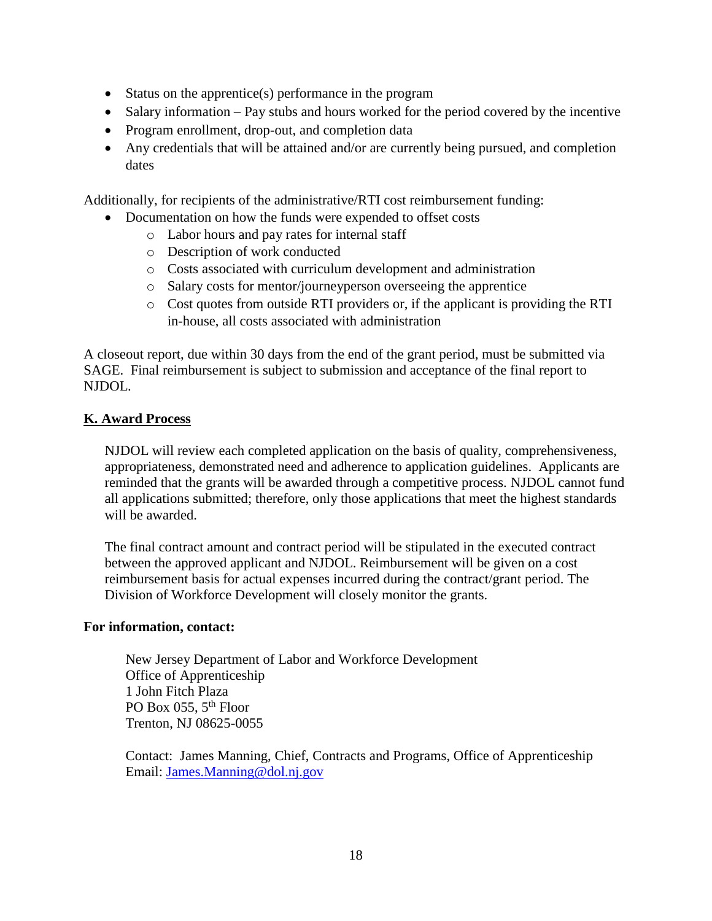- Status on the apprentice(s) performance in the program
- Salary information – Pay stubs and hours worked for the period covered by the incentive
- Program enrollment, drop-out, and completion data
- Any credentials that will be attained and/or are currently being pursued, and completion dates

Additionally, for recipients of the administrative/RTI cost reimbursement funding:

- Documentation on how the funds were expended to offset costs
    - Labor hours and pay rates for internal staff
    - Description of work conducted
    - Costs associated with curriculum development and administration
    - Salary costs for mentor/journeyperson overseeing the apprentice
    - Cost quotes from outside RTI providers or, if the applicant is providing the RTI in-house, all costs associated with administration

A closeout report, due within 30 days from the end of the grant period, must be submitted via SAGE. Final reimbursement is subject to submission and acceptance of the final report to NJDOL.

## K. Award Process

NJDOL will review each completed application on the basis of quality, comprehensiveness, appropriateness, demonstrated need and adherence to application guidelines. Applicants are reminded that the grants will be awarded through a competitive process. NJDOL cannot fund all applications submitted; therefore, only those applications that meet the highest standards will be awarded.

The final contract amount and contract period will be stipulated in the executed contract between the approved applicant and NJDOL. Reimbursement will be given on a cost reimbursement basis for actual expenses incurred during the contract/grant period. The Division of Workforce Development will closely monitor the grants.

**For information, contact:**

New Jersey Department of Labor and Workforce Development
Office of Apprenticeship
1 John Fitch Plaza
PO Box 055, 5th Floor
Trenton, NJ 08625-0055

Contact: James Manning, Chief, Contracts and Programs, Office of Apprenticeship
Email: James.Manning@dol.nj.gov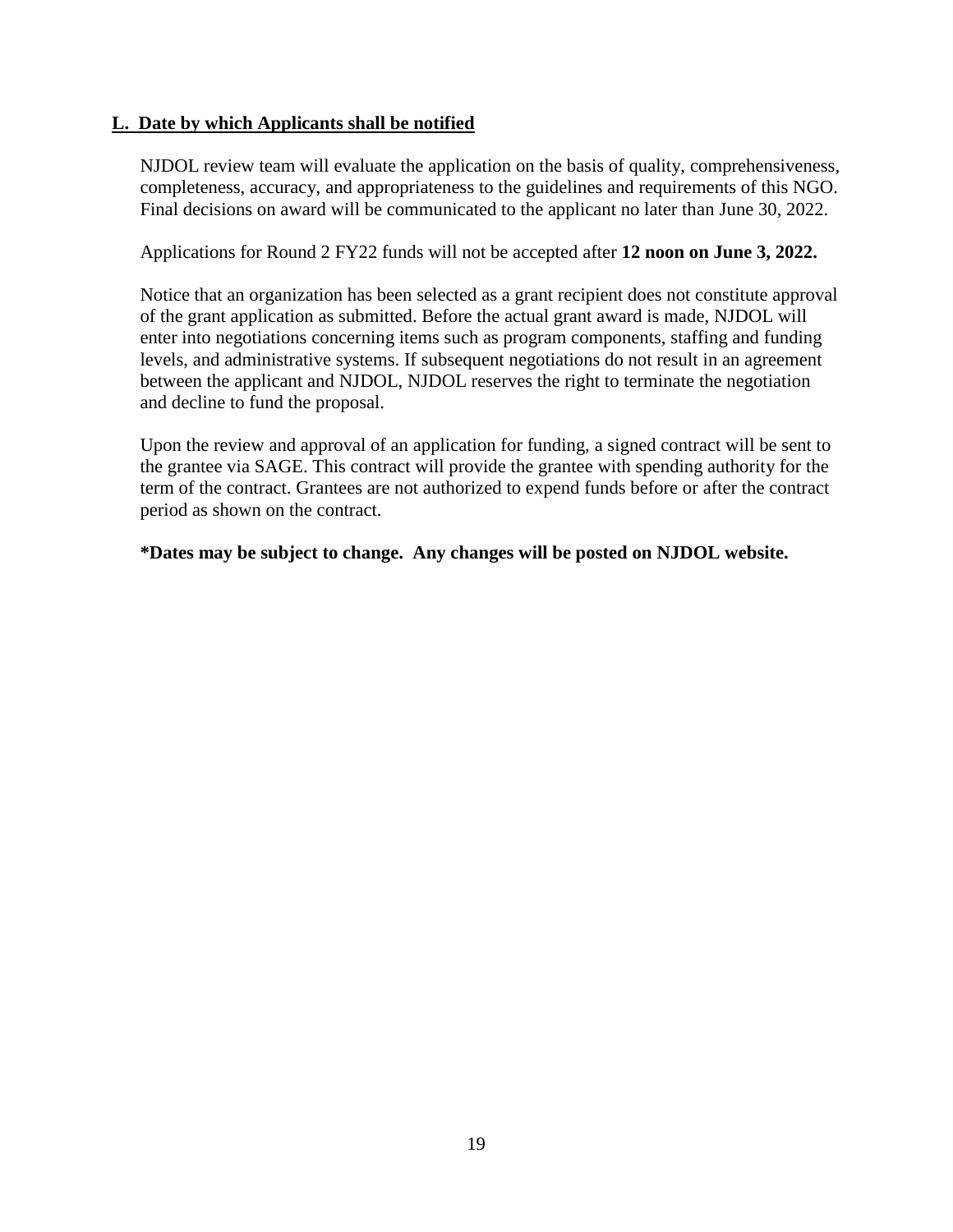## L. Date by which Applicants shall be notified

NJDOL review team will evaluate the application on the basis of quality, comprehensiveness, completeness, accuracy, and appropriateness to the guidelines and requirements of this NGO. Final decisions on award will be communicated to the applicant no later than June 30, 2022.

Applications for Round 2 FY22 funds will not be accepted after **12 noon on June 3, 2022.**

Notice that an organization has been selected as a grant recipient does not constitute approval of the grant application as submitted. Before the actual grant award is made, NJDOL will enter into negotiations concerning items such as program components, staffing and funding levels, and administrative systems. If subsequent negotiations do not result in an agreement between the applicant and NJDOL, NJDOL reserves the right to terminate the negotiation and decline to fund the proposal.

Upon the review and approval of an application for funding, a signed contract will be sent to the grantee via SAGE. This contract will provide the grantee with spending authority for the term of the contract. Grantees are not authorized to expend funds before or after the contract period as shown on the contract.

**\*Dates may be subject to change. Any changes will be posted on NJDOL website.**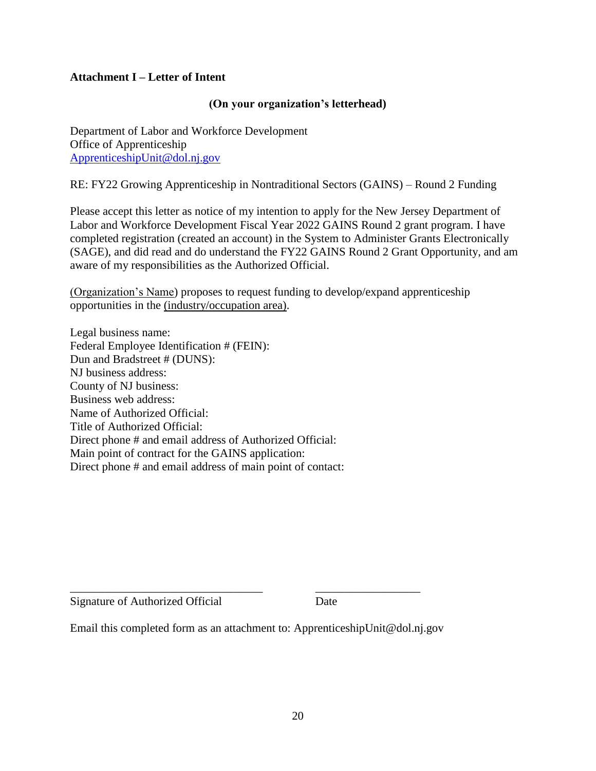**Attachment I – Letter of Intent**

**(On your organization's letterhead)**

Department of Labor and Workforce Development
Office of Apprenticeship
ApprenticeshipUnit@dol.nj.gov

RE: FY22 Growing Apprenticeship in Nontraditional Sectors (GAINS) – Round 2 Funding

Please accept this letter as notice of my intention to apply for the New Jersey Department of Labor and Workforce Development Fiscal Year 2022 GAINS Round 2 grant program. I have completed registration (created an account) in the System to Administer Grants Electronically (SAGE), and did read and do understand the FY22 GAINS Round 2 Grant Opportunity, and am aware of my responsibilities as the Authorized Official.

(Organization's Name) proposes to request funding to develop/expand apprenticeship opportunities in the (industry/occupation area).

Legal business name:
Federal Employee Identification # (FEIN):
Dun and Bradstreet # (DUNS):
NJ business address:
County of NJ business:
Business web address:
Name of Authorized Official:
Title of Authorized Official:
Direct phone # and email address of Authorized Official:
Main point of contract for the GAINS application:
Direct phone # and email address of main point of contact:

\_\_\_\_\_\_\_\_\_\_\_\_\_\_\_\_\_\_\_\_\_\_\_\_\_\_\_\_\_\_\_\_\_\_ \_\_\_\_\_\_\_\_\_\_\_\_\_\_\_\_\_\_\_
Signature of Authorized Official Date

Email this completed form as an attachment to: ApprenticeshipUnit@dol.nj.gov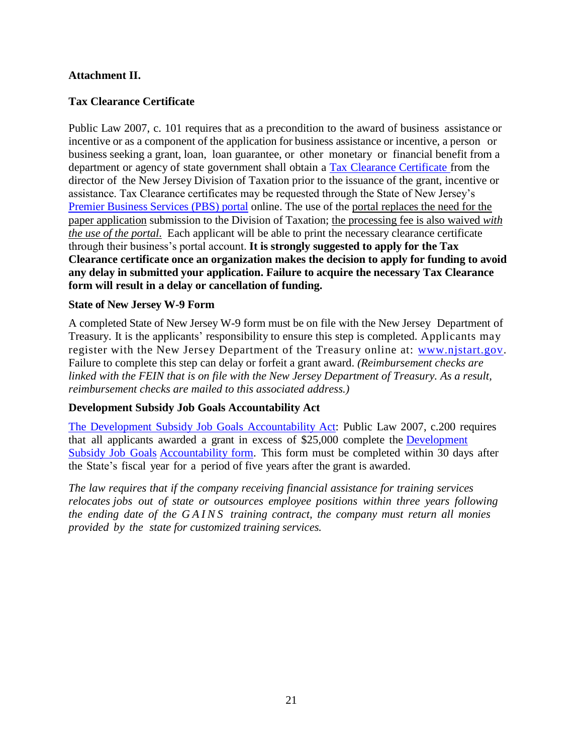## Attachment II.

### Tax Clearance Certificate

Public Law 2007, c. 101 requires that as a precondition to the award of business assistance or incentive or as a component of the application for business assistance or incentive, a person or business seeking a grant, loan, loan guarantee, or other monetary or financial benefit from a department or agency of state government shall obtain a Tax Clearance Certificate from the director of the New Jersey Division of Taxation prior to the issuance of the grant, incentive or assistance. Tax Clearance certificates may be requested through the State of New Jersey's Premier Business Services (PBS) portal online. The use of the portal replaces the need for the paper application submission to the Division of Taxation; the processing fee is also waived *with the use of the portal*. Each applicant will be able to print the necessary clearance certificate through their business's portal account. **It is strongly suggested to apply for the Tax Clearance certificate once an organization makes the decision to apply for funding to avoid any delay in submitted your application. Failure to acquire the necessary Tax Clearance form will result in a delay or cancellation of funding.**

### State of New Jersey W-9 Form

A completed State of New Jersey W-9 form must be on file with the New Jersey Department of Treasury. It is the applicants' responsibility to ensure this step is completed. Applicants may register with the New Jersey Department of the Treasury online at: www.njstart.gov. Failure to complete this step can delay or forfeit a grant award. *(Reimbursement checks are linked with the FEIN that is on file with the New Jersey Department of Treasury. As a result, reimbursement checks are mailed to this associated address.)*

### Development Subsidy Job Goals Accountability Act

The Development Subsidy Job Goals Accountability Act: Public Law 2007, c.200 requires that all applicants awarded a grant in excess of $25,000 complete the Development Subsidy Job Goals Accountability form. This form must be completed within 30 days after the State's fiscal year for a period of five years after the grant is awarded.

*The law requires that if the company receiving financial assistance for training services relocates jobs out of state or outsources employee positions within three years following the ending date of the GAINS training contract, the company must return all monies provided by the state for customized training services.*